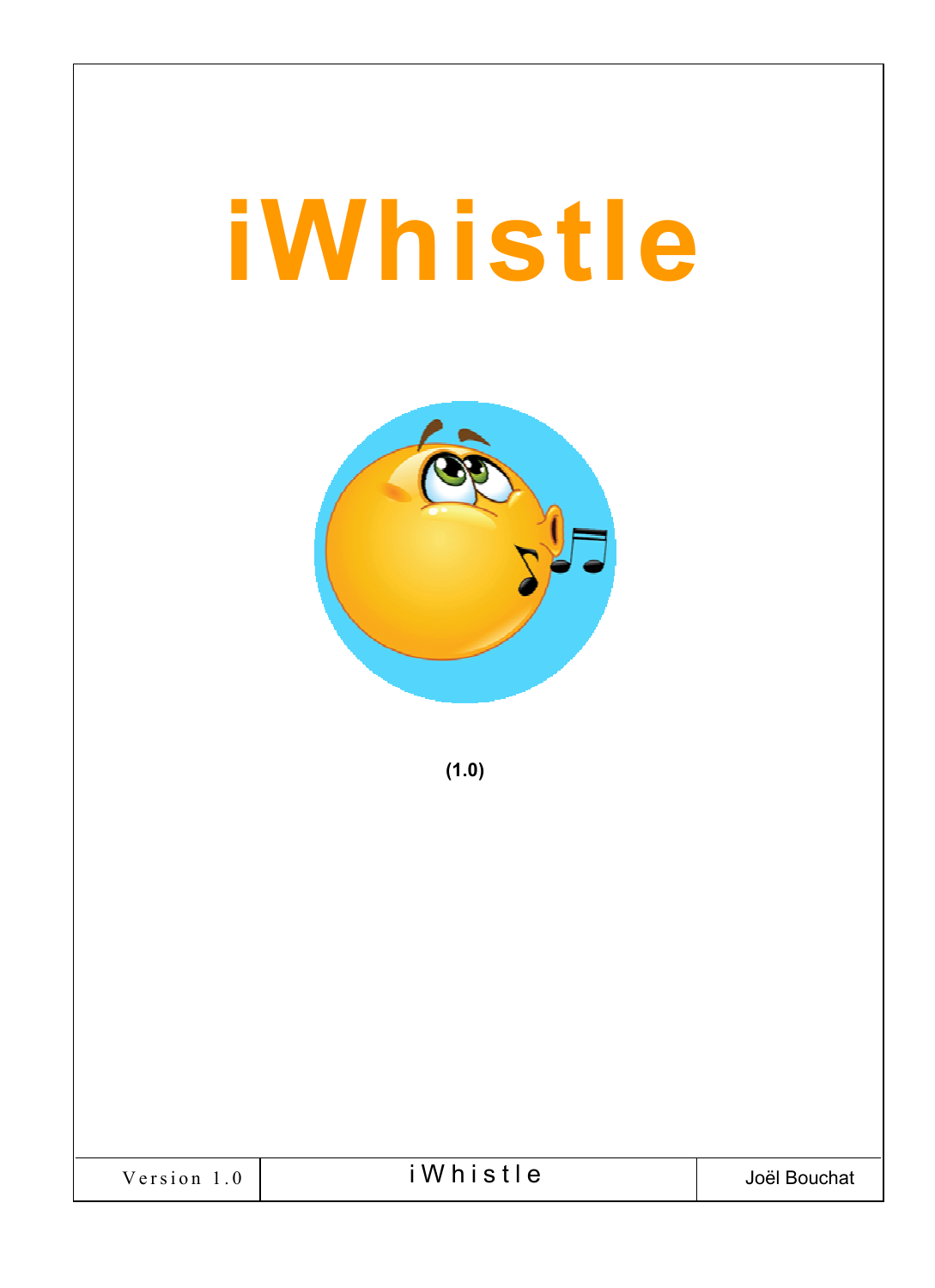# iWhistle

**(1.0)**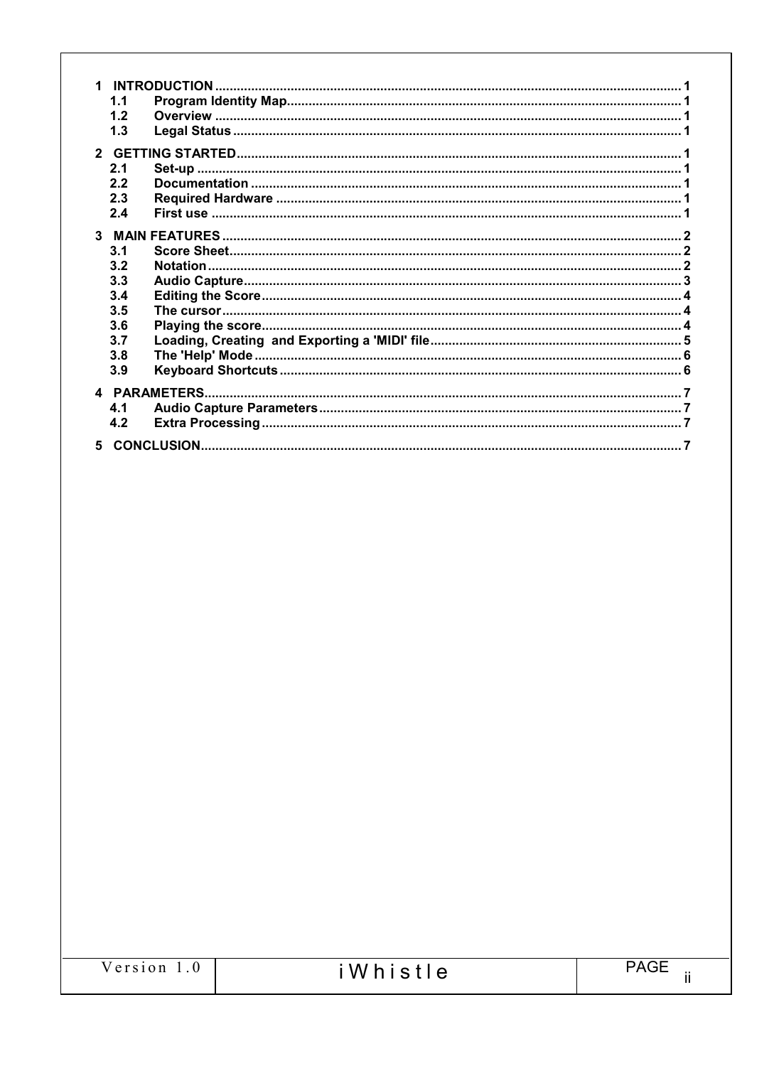1 **INTRODUCTION** ................................................................ 1
  1.1 **Program Identity Map** ................................................ 1
  1.2 **Overview** .................................................................. 1
  1.3 **Legal Status** ............................................................. 1

2 **GETTING STARTED** ........................................................ 1
  2.1 **Set-up** ....................................................................... 1
  2.2 **Documentation** ........................................................... 1
  2.3 **Required Hardware** ..................................................... 1
  2.4 **First use** .................................................................... 1

3 **MAIN FEATURES** ............................................................ 2
  3.1 **Score Sheet** ................................................................ 2
  3.2 **Notation** ..................................................................... 2
  3.3 **Audio Capture** .............................................................. 3
  3.4 **Editing the Score** ......................................................... 4
  3.5 **The cursor** ................................................................... 4
  3.6 **Playing the score** .......................................................... 4
  3.7 **Loading, Creating and Exporting a 'MIDI' file** ....................... 5
  3.8 **The 'Help' Mode** ........................................................... 6
  3.9 **Keyboard Shortcuts** ...................................................... 6

4 **PARAMETERS** ................................................................. 7
  4.1 **Audio Capture Parameters** ............................................. 7
  4.2 **Extra Processing** .......................................................... 7

5 **CONCLUSION** .................................................................. 7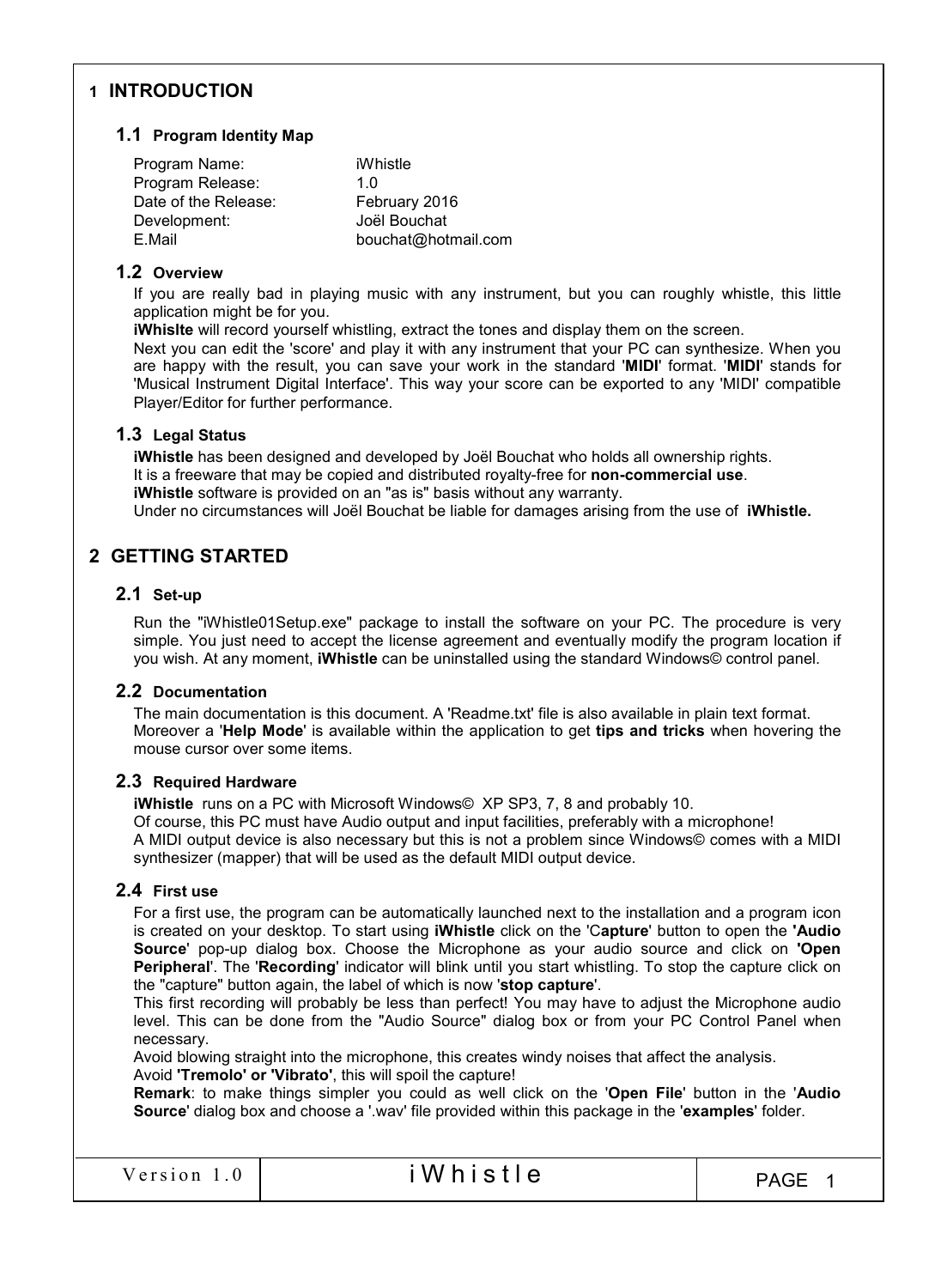# 1 INTRODUCTION

## 1.1 Program Identity Map

| | |
|---|---|
| Program Name: | iWhistle |
| Program Release: | 1.0 |
| Date of the Release: | February 2016 |
| Development: | Joël Bouchat |
| E.Mail | bouchat@hotmail.com |

## 1.2 Overview

If you are really bad in playing music with any instrument, but you can roughly whistle, this little application might be for you.

**iWhislte** will record yourself whistling, extract the tones and display them on the screen.

Next you can edit the 'score' and play it with any instrument that your PC can synthesize. When you are happy with the result, you can save your work in the standard '**MIDI**' format. '**MIDI**' stands for 'Musical Instrument Digital Interface'. This way your score can be exported to any 'MIDI' compatible Player/Editor for further performance.

## 1.3 Legal Status

**iWhistle** has been designed and developed by Joël Bouchat who holds all ownership rights.
It is a freeware that may be copied and distributed royalty-free for **non-commercial use**.
**iWhistle** software is provided on an "as is" basis without any warranty.
Under no circumstances will Joël Bouchat be liable for damages arising from the use of **iWhistle.**

# 2 GETTING STARTED

## 2.1 Set-up

Run the "iWhistle01Setup.exe" package to install the software on your PC. The procedure is very simple. You just need to accept the license agreement and eventually modify the program location if you wish. At any moment, **iWhistle** can be uninstalled using the standard Windows© control panel.

## 2.2 Documentation

The main documentation is this document. A 'Readme.txt' file is also available in plain text format.
Moreover a '**Help Mode**' is available within the application to get **tips and tricks** when hovering the mouse cursor over some items.

## 2.3 Required Hardware

**iWhistle** runs on a PC with Microsoft Windows© XP SP3, 7, 8 and probably 10.
Of course, this PC must have Audio output and input facilities, preferably with a microphone!
A MIDI output device is also necessary but this is not a problem since Windows© comes with a MIDI synthesizer (mapper) that will be used as the default MIDI output device.

## 2.4 First use

For a first use, the program can be automatically launched next to the installation and a program icon is created on your desktop. To start using **iWhistle** click on the 'C**apture**' button to open the **'Audio Source**' pop-up dialog box. Choose the Microphone as your audio source and click on **'Open Peripheral**'. The '**Recording**' indicator will blink until you start whistling. To stop the capture click on the "capture" button again, the label of which is now '**stop capture**'.

This first recording will probably be less than perfect! You may have to adjust the Microphone audio level. This can be done from the "Audio Source" dialog box or from your PC Control Panel when necessary.

Avoid blowing straight into the microphone, this creates windy noises that affect the analysis.
Avoid **'Tremolo' or 'Vibrato'**, this will spoil the capture!

**Remark**: to make things simpler you could as well click on the '**Open File**' button in the '**Audio Source**' dialog box and choose a '.wav' file provided within this package in the '**examples**' folder.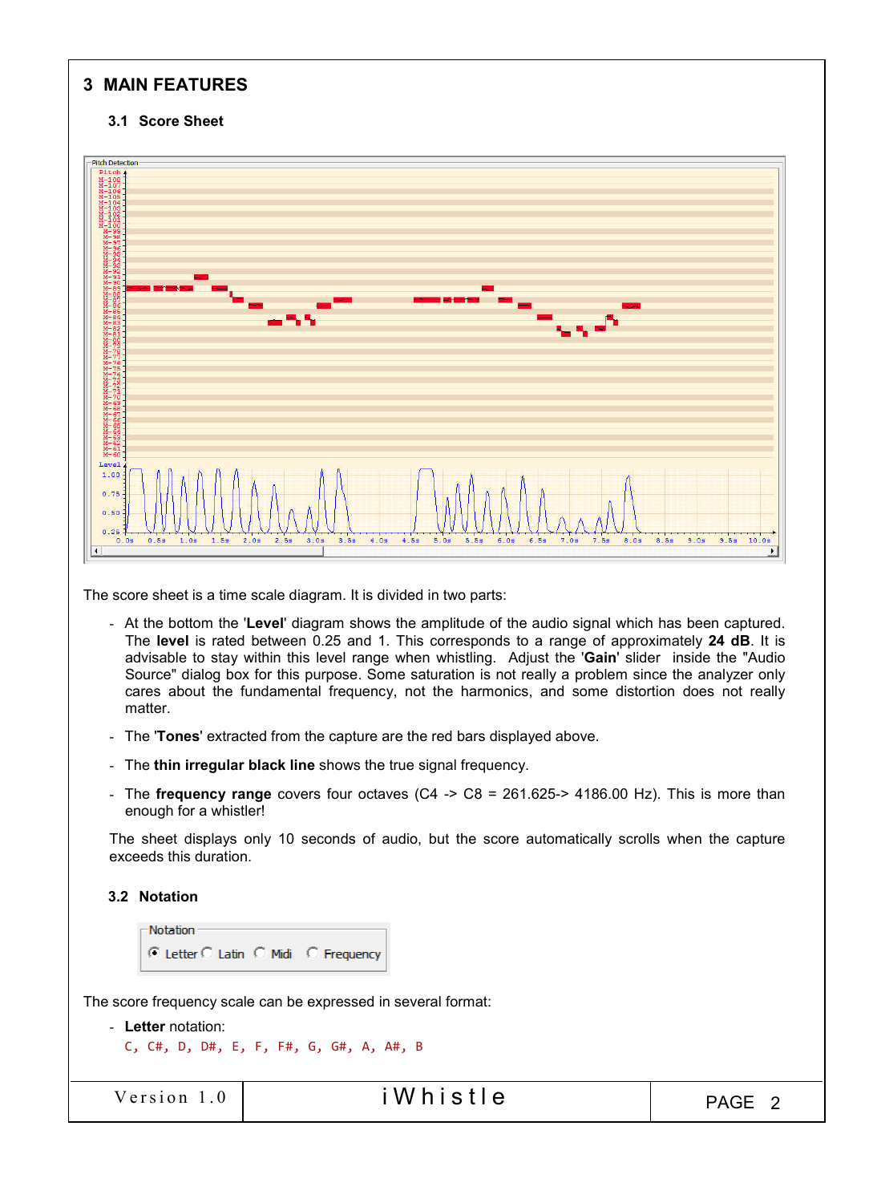# 3 MAIN FEATURES

## 3.1 Score Sheet

The score sheet is a time scale diagram. It is divided in two parts:

- At the bottom the '**Level**' diagram shows the amplitude of the audio signal which has been captured. The **level** is rated between 0.25 and 1. This corresponds to a range of approximately **24 dB**. It is advisable to stay within this level range when whistling. Adjust the '**Gain**' slider inside the "Audio Source" dialog box for this purpose. Some saturation is not really a problem since the analyzer only cares about the fundamental frequency, not the harmonics, and some distortion does not really matter.
- The '**Tones**' extracted from the capture are the red bars displayed above.
- The **thin irregular black line** shows the true signal frequency.
- The **frequency range** covers four octaves (C4 -> C8 = 261.625-> 4186.00 Hz). This is more than enough for a whistler!

The sheet displays only 10 seconds of audio, but the score automatically scrolls when the capture exceeds this duration.

## 3.2 Notation

The score frequency scale can be expressed in several format:

- **Letter** notation:
  C, C#, D, D#, E, F, F#, G, G#, A, A#, B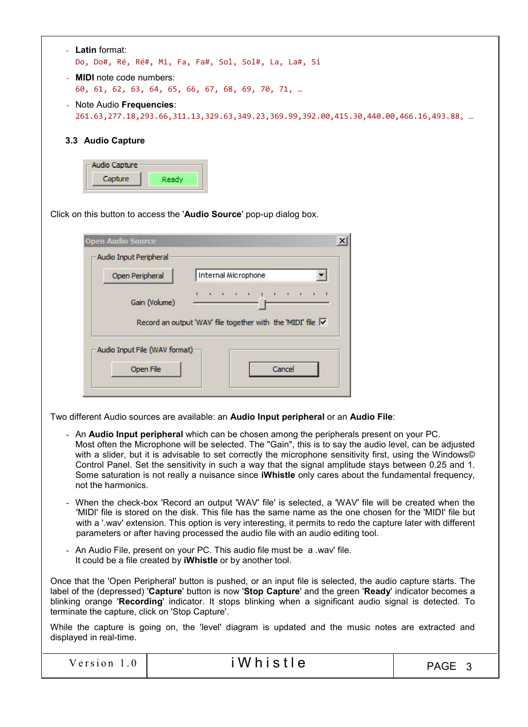- **Latin** format:
  `Do, Do#, Ré, Ré#, Mi, Fa, Fa#, Sol, Sol#, La, La#, Si`
- **MIDI** note code numbers:
  `60, 61, 62, 63, 64, 65, 66, 67, 68, 69, 70, 71, …`
- Note Audio **Frequencies**:
  `261.63,277.18,293.66,311.13,329.63,349.23,369.99,392.00,415.30,440.00,466.16,493.88, …`

### 3.3 Audio Capture

Click on this button to access the '**Audio Source**' pop-up dialog box.

Two different Audio sources are available: an **Audio Input peripheral** or an **Audio File**:

- An **Audio Input peripheral** which can be chosen among the peripherals present on your PC. Most often the Microphone will be selected. The "Gain", this is to say the audio level, can be adjusted with a slider, but it is advisable to set correctly the microphone sensitivity first, using the Windows© Control Panel. Set the sensitivity in such a way that the signal amplitude stays between 0.25 and 1. Some saturation is not really a nuisance since **iWhistle** only cares about the fundamental frequency, not the harmonics.
- When the check-box 'Record an output 'WAV' file' is selected, a 'WAV' file will be created when the 'MIDI' file is stored on the disk. This file has the same name as the one chosen for the 'MIDI' file but with a '.wav' extension. This option is very interesting, it permits to redo the capture later with different parameters or after having processed the audio file with an audio editing tool.
- An Audio File, present on your PC. This audio file must be a .wav' file. It could be a file created by **iWhistle** or by another tool.

Once that the 'Open Peripheral' button is pushed, or an input file is selected, the audio capture starts. The label of the (depressed) '**Capture**' button is now '**Stop Capture**' and the green '**Ready**' indicator becomes a blinking orange '**Recording**' indicator. It stops blinking when a significant audio signal is detected. To terminate the capture, click on 'Stop Capture'.

While the capture is going on, the 'level' diagram is updated and the music notes are extracted and displayed in real-time.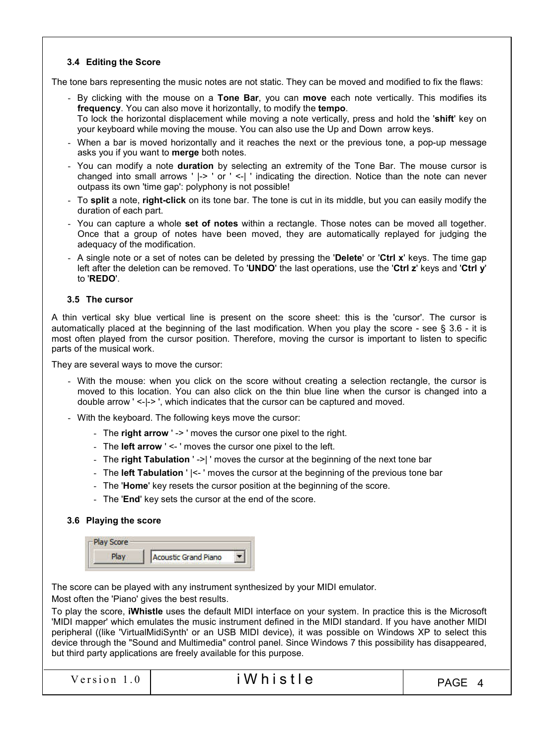### 3.4 Editing the Score

The tone bars representing the music notes are not static. They can be moved and modified to fix the flaws:

- By clicking with the mouse on a **Tone Bar**, you can **move** each note vertically. This modifies its **frequency**. You can also move it horizontally, to modify the **tempo**.
  To lock the horizontal displacement while moving a note vertically, press and hold the '**shift**' key on your keyboard while moving the mouse. You can also use the Up and Down arrow keys.
- When a bar is moved horizontally and it reaches the next or the previous tone, a pop-up message asks you if you want to **merge** both notes.
- You can modify a note **duration** by selecting an extremity of the Tone Bar. The mouse cursor is changed into small arrows ' |-> ' or ' <-| ' indicating the direction. Notice than the note can never outpass its own 'time gap': polyphony is not possible!
- To **split** a note, **right-click** on its tone bar. The tone is cut in its middle, but you can easily modify the duration of each part.
- You can capture a whole **set of notes** within a rectangle. Those notes can be moved all together. Once that a group of notes have been moved, they are automatically replayed for judging the adequacy of the modification.
- A single note or a set of notes can be deleted by pressing the '**Delete**' or '**Ctrl x**' keys. The time gap left after the deletion can be removed. To '**UNDO**' the last operations, use the '**Ctrl z**' keys and '**Ctrl y**' to '**REDO**'.

### 3.5 The cursor

A thin vertical sky blue vertical line is present on the score sheet: this is the 'cursor'. The cursor is automatically placed at the beginning of the last modification. When you play the score - see § 3.6 - it is most often played from the cursor position. Therefore, moving the cursor is important to listen to specific parts of the musical work.

They are several ways to move the cursor:

- With the mouse: when you click on the score without creating a selection rectangle, the cursor is moved to this location. You can also click on the thin blue line when the cursor is changed into a double arrow ' <-|-> ', which indicates that the cursor can be captured and moved.
- With the keyboard. The following keys move the cursor:
  - The **right arrow** ' -> ' moves the cursor one pixel to the right.
  - The **left arrow** ' <- ' moves the cursor one pixel to the left.
  - The **right Tabulation** ' ->| ' moves the cursor at the beginning of the next tone bar
  - The **left Tabulation** ' |<- ' moves the cursor at the beginning of the previous tone bar
  - The '**Home**' key resets the cursor position at the beginning of the score.
  - The '**End**' key sets the cursor at the end of the score.

### 3.6 Playing the score

Play Score
Play | Acoustic Grand Piano

The score can be played with any instrument synthesized by your MIDI emulator.

Most often the 'Piano' gives the best results.

To play the score, **iWhistle** uses the default MIDI interface on your system. In practice this is the Microsoft 'MIDI mapper' which emulates the music instrument defined in the MIDI standard. If you have another MIDI peripheral ((like 'VirtualMidiSynth' or an USB MIDI device), it was possible on Windows XP to select this device through the "Sound and Multimedia" control panel. Since Windows 7 this possibility has disappeared, but third party applications are freely available for this purpose.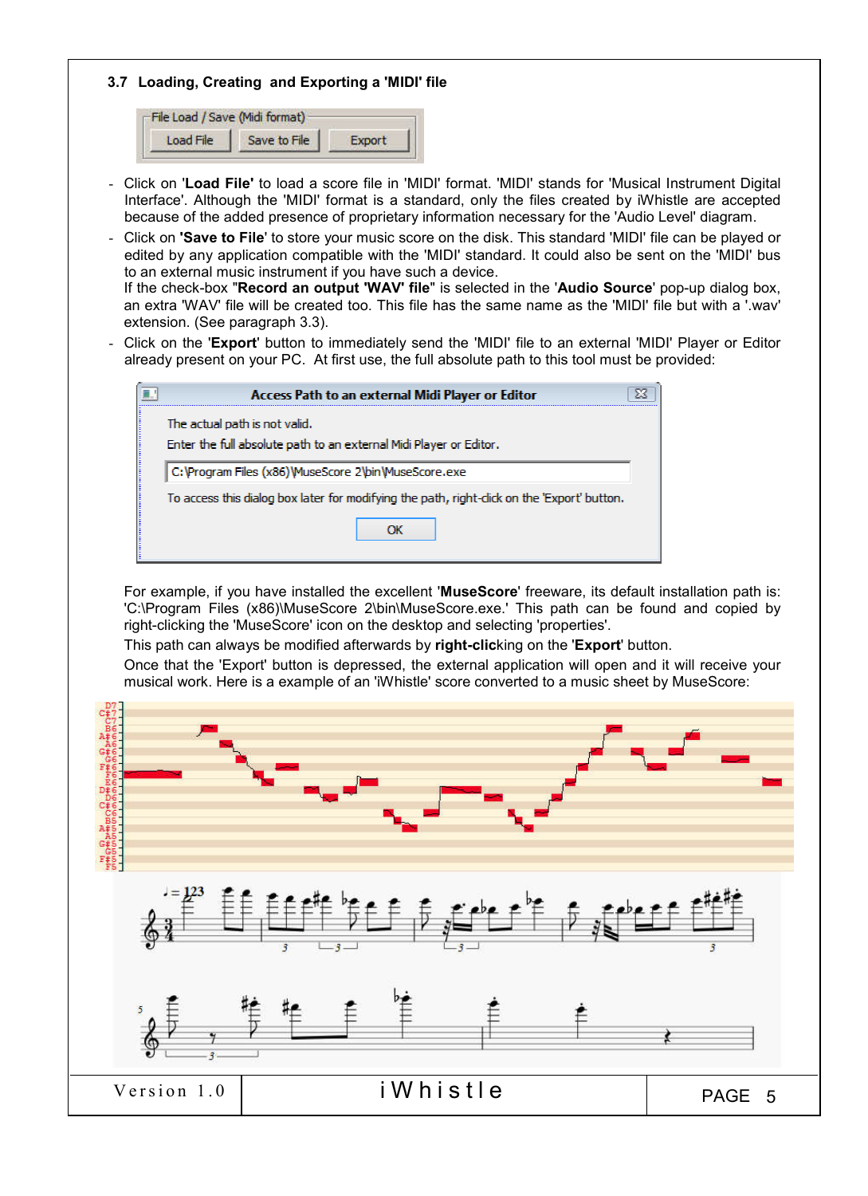### 3.7 Loading, Creating and Exporting a 'MIDI' file

File Load / Save (Midi format)

Load File | Save to File | Export

- Click on '**Load File'** to load a score file in 'MIDI' format. 'MIDI' stands for 'Musical Instrument Digital Interface'. Although the 'MIDI' format is a standard, only the files created by iWhistle are accepted because of the added presence of proprietary information necessary for the 'Audio Level' diagram.
- Click on **'Save to File**' to store your music score on the disk. This standard 'MIDI' file can be played or edited by any application compatible with the 'MIDI' standard. It could also be sent on the 'MIDI' bus to an external music instrument if you have such a device.
  If the check-box "**Record an output 'WAV' file**" is selected in the '**Audio Source**' pop-up dialog box, an extra 'WAV' file will be created too. This file has the same name as the 'MIDI' file but with a '.wav' extension. (See paragraph 3.3).
- Click on the '**Export**' button to immediately send the 'MIDI' file to an external 'MIDI' Player or Editor already present on your PC. At first use, the full absolute path to this tool must be provided:

**Access Path to an external Midi Player or Editor**

The actual path is not valid.

Enter the full absolute path to an external Midi Player or Editor.

C:\Program Files (x86)\MuseScore 2\bin\MuseScore.exe

To access this dialog box later for modifying the path, right-click on the 'Export' button.

OK

For example, if you have installed the excellent '**MuseScore**' freeware, its default installation path is: 'C:\Program Files (x86)\MuseScore 2\bin\MuseScore.exe.' This path can be found and copied by right-clicking the 'MuseScore' icon on the desktop and selecting 'properties'.

This path can always be modified afterwards by **right-click**ing on the '**Export**' button.

Once that the 'Export' button is depressed, the external application will open and it will receive your musical work. Here is a example of an 'iWhistle' score converted to a music sheet by MuseScore: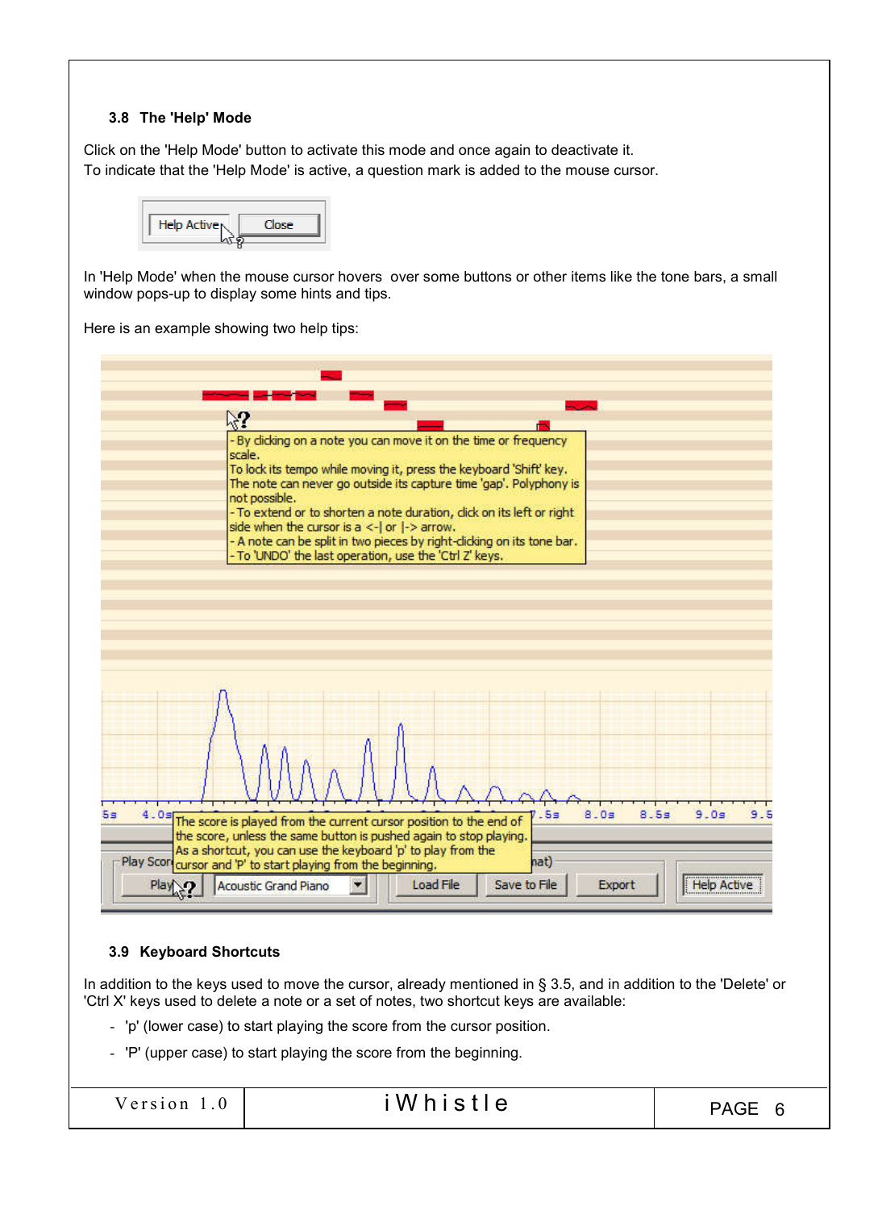### 3.8 The 'Help' Mode

Click on the 'Help Mode' button to activate this mode and once again to deactivate it.
To indicate that the 'Help Mode' is active, a question mark is added to the mouse cursor.

In 'Help Mode' when the mouse cursor hovers over some buttons or other items like the tone bars, a small window pops-up to display some hints and tips.

Here is an example showing two help tips:

### 3.9 Keyboard Shortcuts

In addition to the keys used to move the cursor, already mentioned in § 3.5, and in addition to the 'Delete' or 'Ctrl X' keys used to delete a note or a set of notes, two shortcut keys are available:

- 'p' (lower case) to start playing the score from the cursor position.
- 'P' (upper case) to start playing the score from the beginning.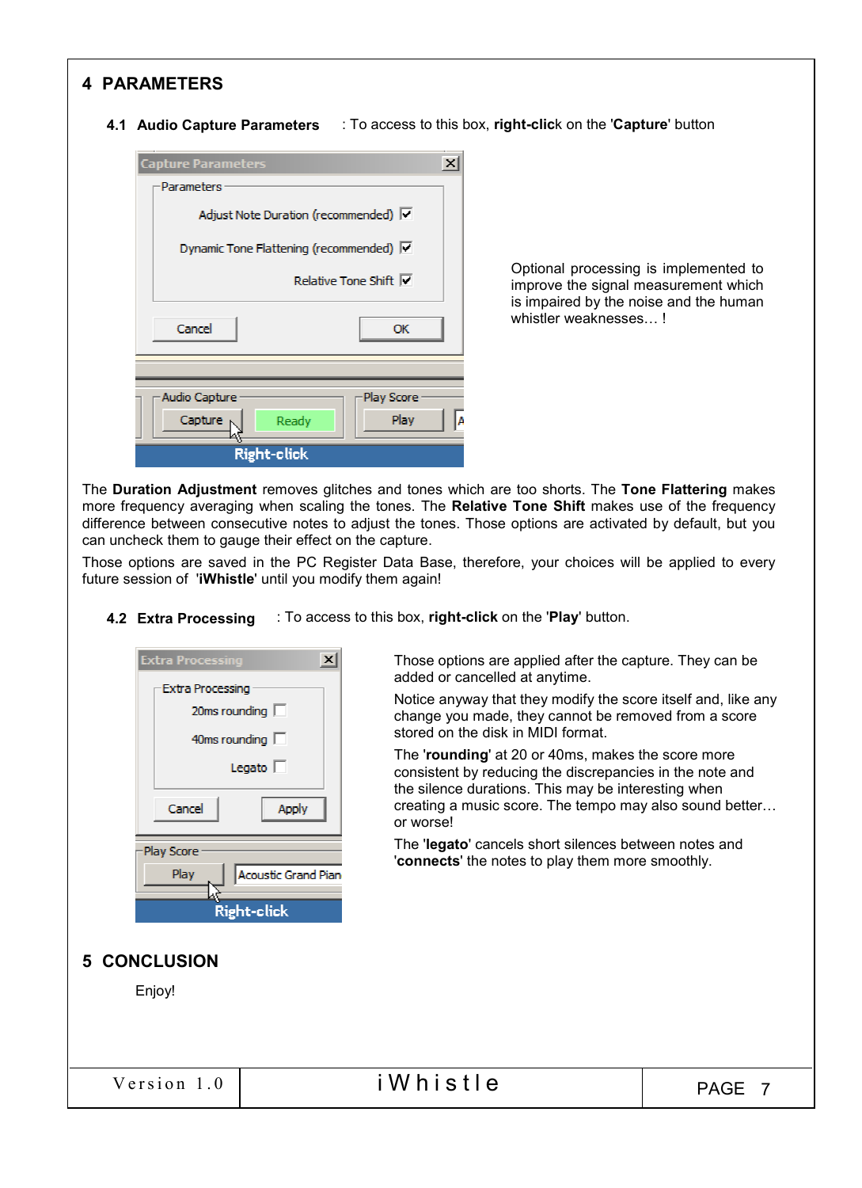# 4 PARAMETERS

### 4.1 Audio Capture Parameters

: To access to this box, **right-click** on the '**Capture**' button

Optional processing is implemented to improve the signal measurement which is impaired by the noise and the human whistler weaknesses… !

The **Duration Adjustment** removes glitches and tones which are too shorts. The **Tone Flattering** makes more frequency averaging when scaling the tones. The **Relative Tone Shift** makes use of the frequency difference between consecutive notes to adjust the tones. Those options are activated by default, but you can uncheck them to gauge their effect on the capture.

Those options are saved in the PC Register Data Base, therefore, your choices will be applied to every future session of '**iWhistle**' until you modify them again!

### 4.2 Extra Processing

: To access to this box, **right-click** on the '**Play**' button.

Those options are applied after the capture. They can be added or cancelled at anytime.

Notice anyway that they modify the score itself and, like any change you made, they cannot be removed from a score stored on the disk in MIDI format.

The '**rounding**' at 20 or 40ms, makes the score more consistent by reducing the discrepancies in the note and the silence durations. This may be interesting when creating a music score. The tempo may also sound better… or worse!

The '**legato**' cancels short silences between notes and '**connects**' the notes to play them more smoothly.

# 5 CONCLUSION

Enjoy!